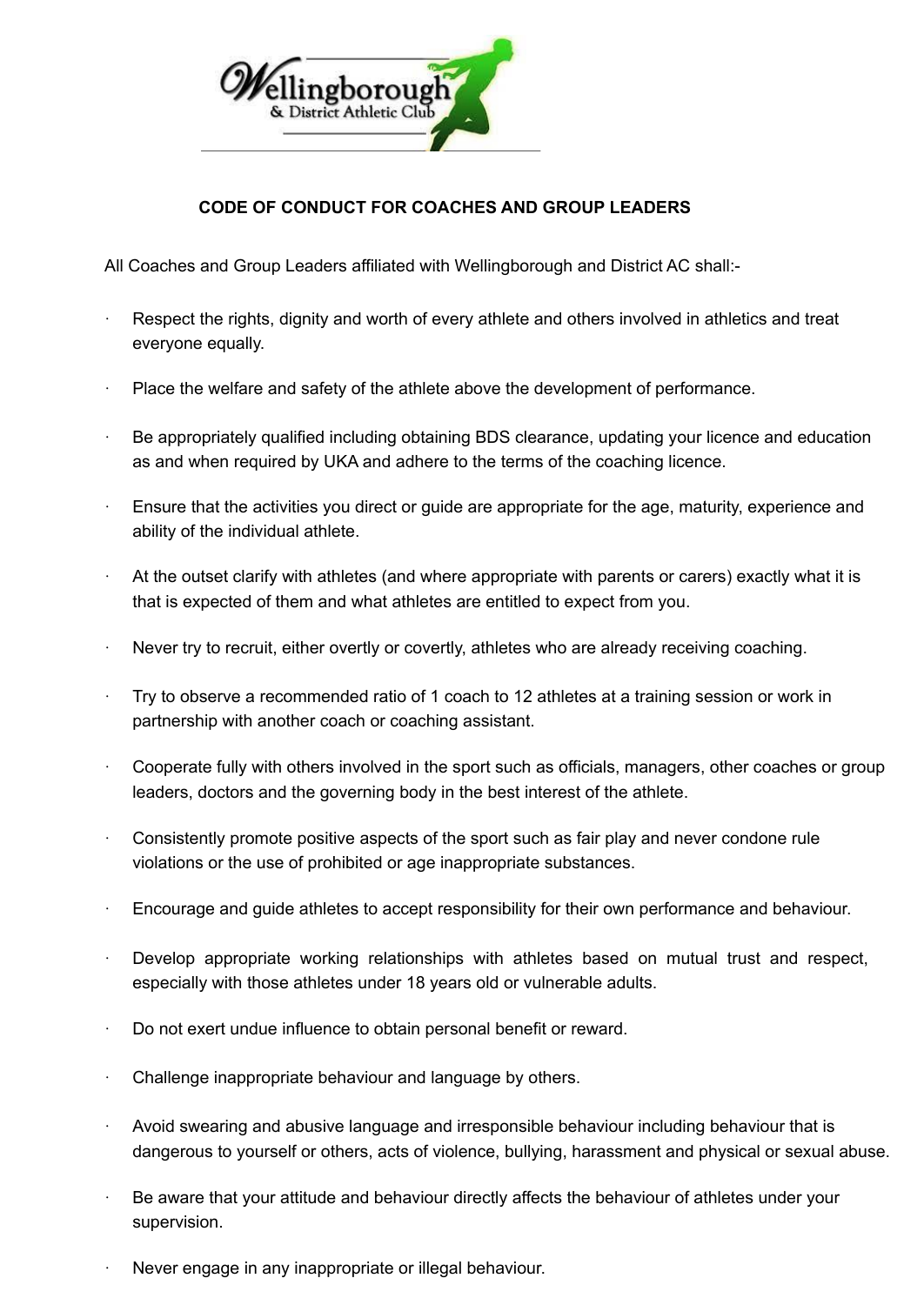Wellingborough & District Athletic Club

## CODE OF CONDUCT FOR COACHES AND GROUP LEADERS

All Coaches and Group Leaders affiliated with Wellingborough and District AC shall:-

- Respect the rights, dignity and worth of every athlete and others involved in athletics and treat everyone equally.
- Place the welfare and safety of the athlete above the development of performance.
- Be appropriately qualified including obtaining BDS clearance, updating your licence and education as and when required by UKA and adhere to the terms of the coaching licence.
- Ensure that the activities you direct or guide are appropriate for the age, maturity, experience and ability of the individual athlete.
- At the outset clarify with athletes (and where appropriate with parents or carers) exactly what it is that is expected of them and what athletes are entitled to expect from you.
- Never try to recruit, either overtly or covertly, athletes who are already receiving coaching.
- Try to observe a recommended ratio of 1 coach to 12 athletes at a training session or work in partnership with another coach or coaching assistant.
- Cooperate fully with others involved in the sport such as officials, managers, other coaches or group leaders, doctors and the governing body in the best interest of the athlete.
- Consistently promote positive aspects of the sport such as fair play and never condone rule violations or the use of prohibited or age inappropriate substances.
- Encourage and guide athletes to accept responsibility for their own performance and behaviour.
- Develop appropriate working relationships with athletes based on mutual trust and respect, especially with those athletes under 18 years old or vulnerable adults.
- Do not exert undue influence to obtain personal benefit or reward.
- Challenge inappropriate behaviour and language by others.
- Avoid swearing and abusive language and irresponsible behaviour including behaviour that is dangerous to yourself or others, acts of violence, bullying, harassment and physical or sexual abuse.
- Be aware that your attitude and behaviour directly affects the behaviour of athletes under your supervision.
- Never engage in any inappropriate or illegal behaviour.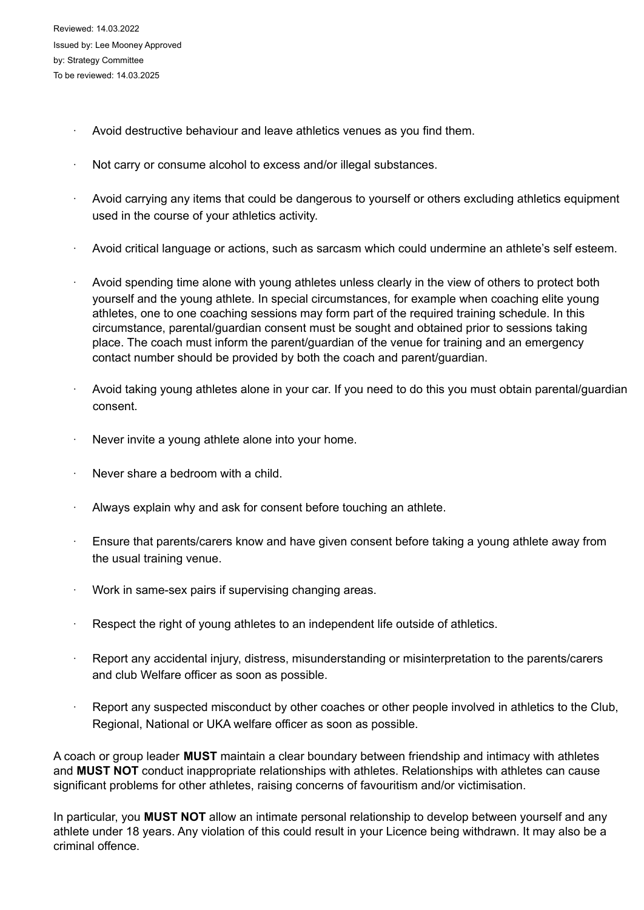Reviewed: 14.03.2022
Issued by: Lee Mooney Approved
by: Strategy Committee
To be reviewed: 14.03.2025

- Avoid destructive behaviour and leave athletics venues as you find them.
- Not carry or consume alcohol to excess and/or illegal substances.
- Avoid carrying any items that could be dangerous to yourself or others excluding athletics equipment used in the course of your athletics activity.
- Avoid critical language or actions, such as sarcasm which could undermine an athlete's self esteem.
- Avoid spending time alone with young athletes unless clearly in the view of others to protect both yourself and the young athlete. In special circumstances, for example when coaching elite young athletes, one to one coaching sessions may form part of the required training schedule. In this circumstance, parental/guardian consent must be sought and obtained prior to sessions taking place. The coach must inform the parent/guardian of the venue for training and an emergency contact number should be provided by both the coach and parent/guardian.
- Avoid taking young athletes alone in your car. If you need to do this you must obtain parental/guardian consent.
- Never invite a young athlete alone into your home.
- Never share a bedroom with a child.
- Always explain why and ask for consent before touching an athlete.
- Ensure that parents/carers know and have given consent before taking a young athlete away from the usual training venue.
- Work in same-sex pairs if supervising changing areas.
- Respect the right of young athletes to an independent life outside of athletics.
- Report any accidental injury, distress, misunderstanding or misinterpretation to the parents/carers and club Welfare officer as soon as possible.
- Report any suspected misconduct by other coaches or other people involved in athletics to the Club, Regional, National or UKA welfare officer as soon as possible.

A coach or group leader **MUST** maintain a clear boundary between friendship and intimacy with athletes and **MUST NOT** conduct inappropriate relationships with athletes. Relationships with athletes can cause significant problems for other athletes, raising concerns of favouritism and/or victimisation.

In particular, you **MUST NOT** allow an intimate personal relationship to develop between yourself and any athlete under 18 years. Any violation of this could result in your Licence being withdrawn. It may also be a criminal offence.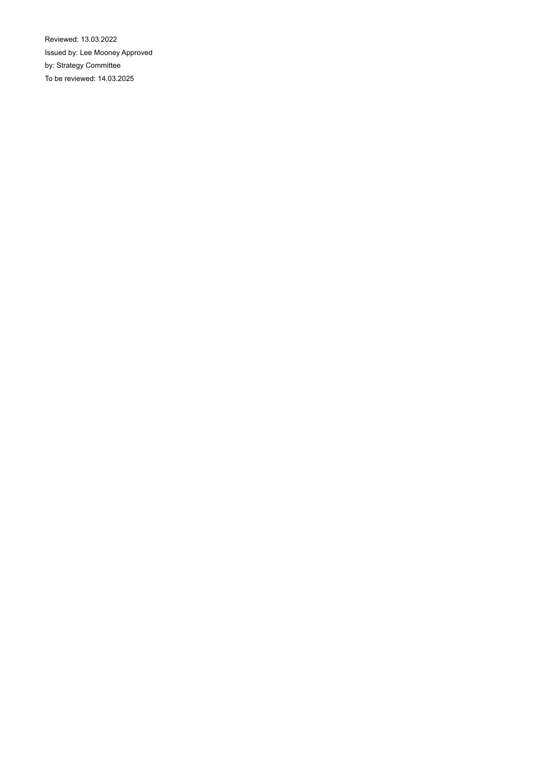Reviewed: 13.03.2022

Issued by: Lee Mooney Approved

by: Strategy Committee

To be reviewed: 14.03.2025